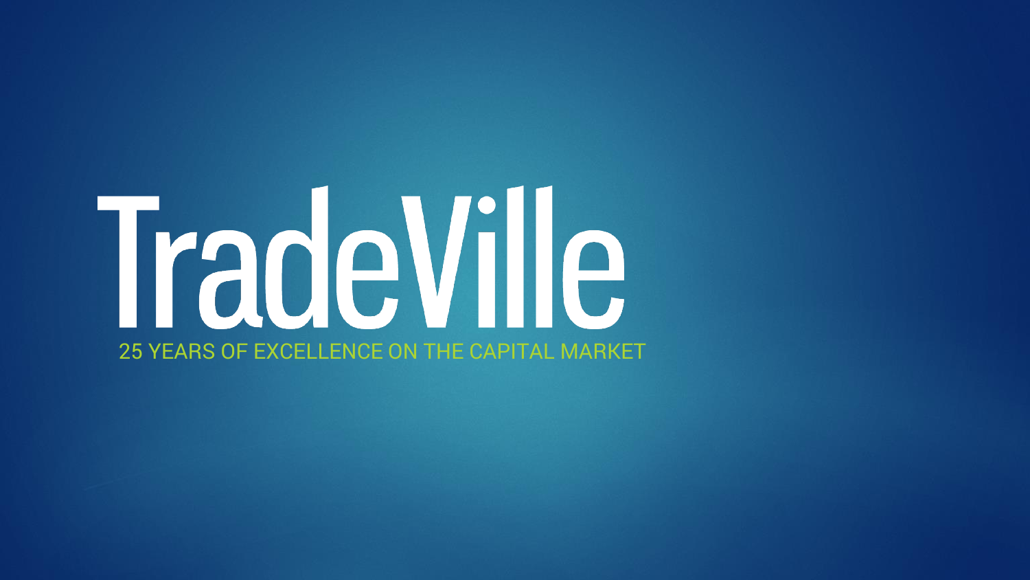# TradeVille

25 YEARS OF EXCELLENCE ON THE CAPITAL MARKET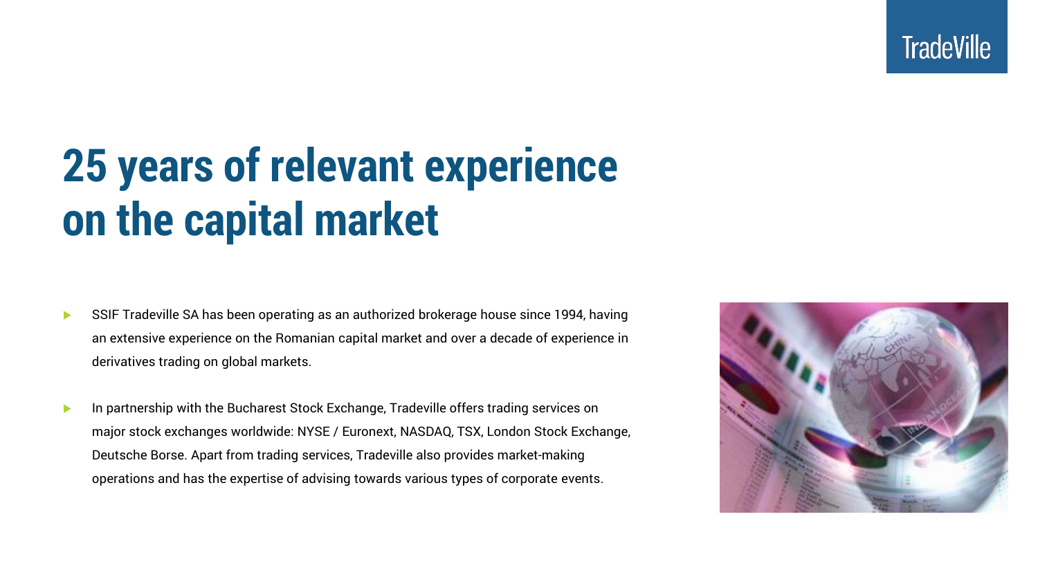# 25 years of relevant experience on the capital market

- SSIF Tradeville SA has been operating as an authorized brokerage house since 1994, having an extensive experience on the Romanian capital market and over a decade of experience in derivatives trading on global markets.
- In partnership with the Bucharest Stock Exchange, Tradeville offers trading services on major stock exchanges worldwide: NYSE / Euronext, NASDAQ, TSX, London Stock Exchange, Deutsche Borse. Apart from trading services, Tradeville also provides market-making operations and has the expertise of advising towards various types of corporate events.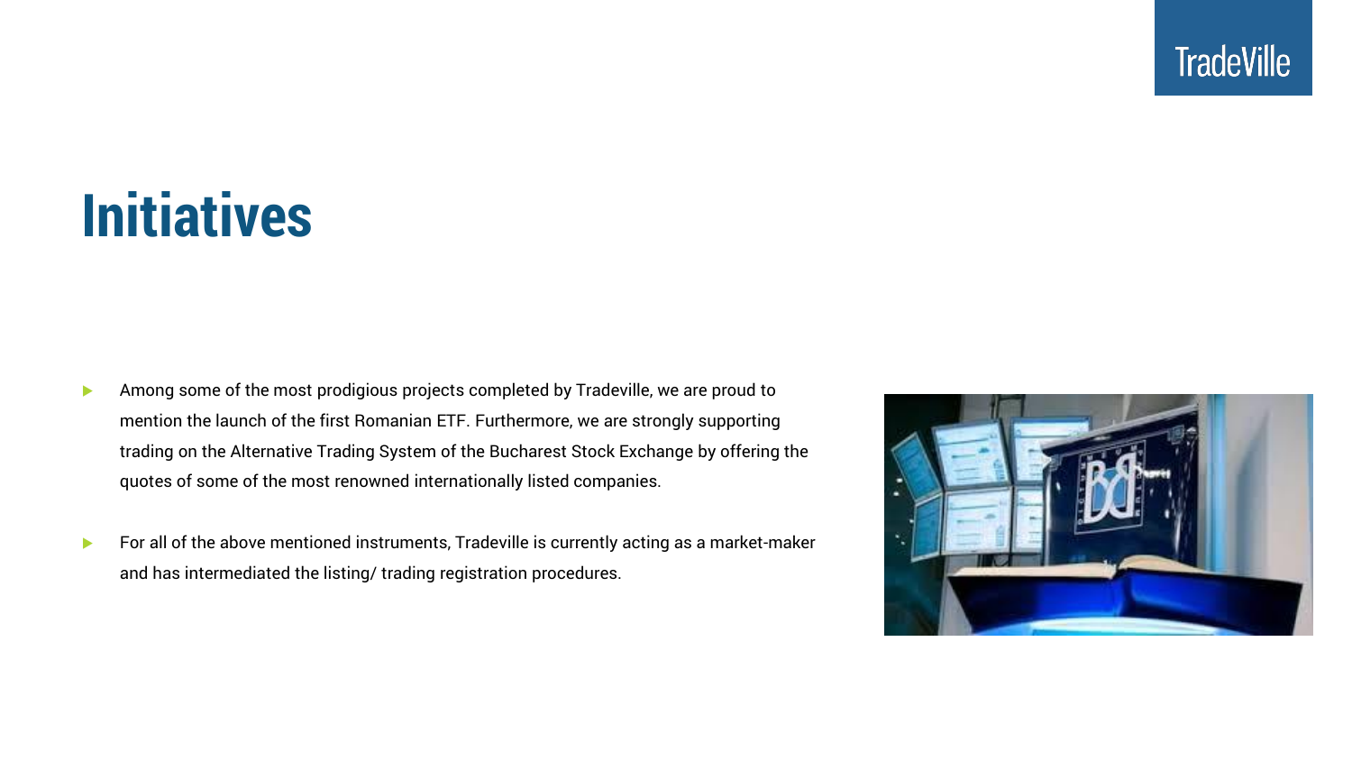# Initiatives

- Among some of the most prodigious projects completed by Tradeville, we are proud to mention the launch of the first Romanian ETF. Furthermore, we are strongly supporting trading on the Alternative Trading System of the Bucharest Stock Exchange by offering the quotes of some of the most renowned internationally listed companies.
- For all of the above mentioned instruments, Tradeville is currently acting as a market-maker and has intermediated the listing/ trading registration procedures.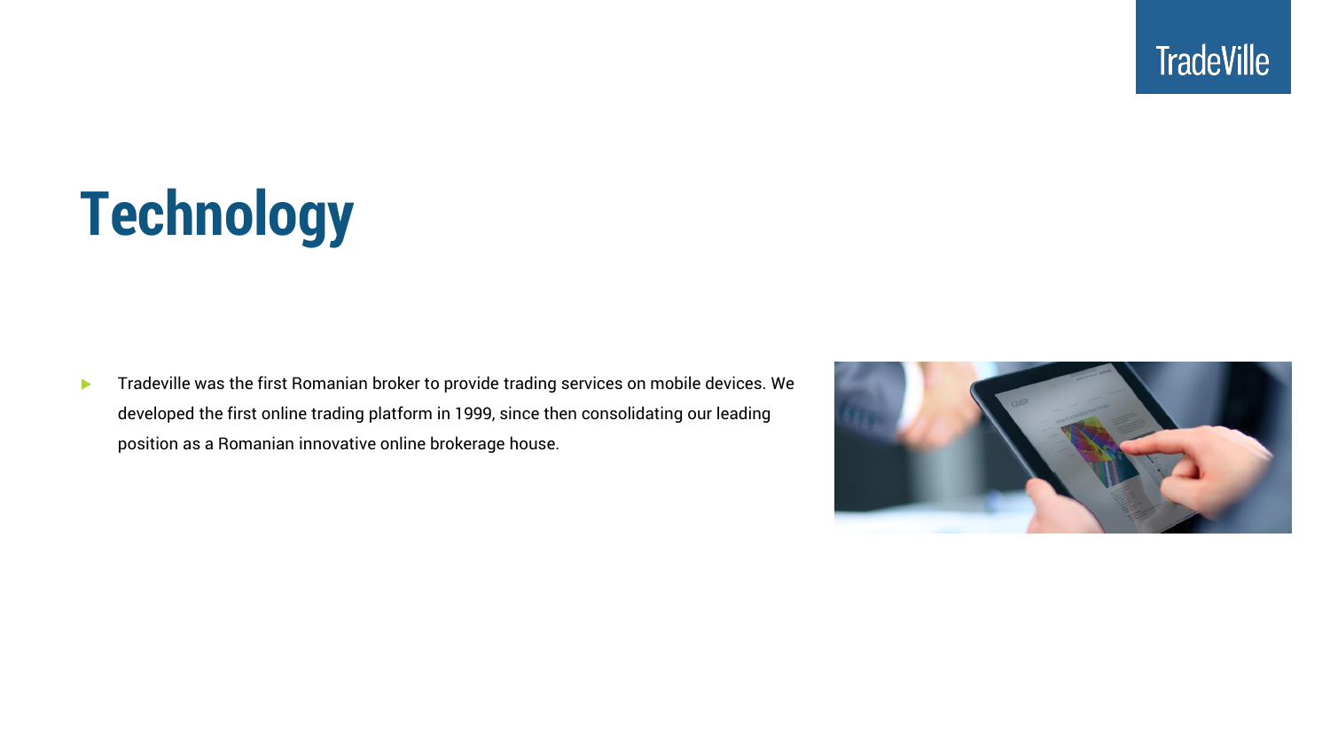# Technology

- Tradeville was the first Romanian broker to provide trading services on mobile devices. We developed the first online trading platform in 1999, since then consolidating our leading position as a Romanian innovative online brokerage house.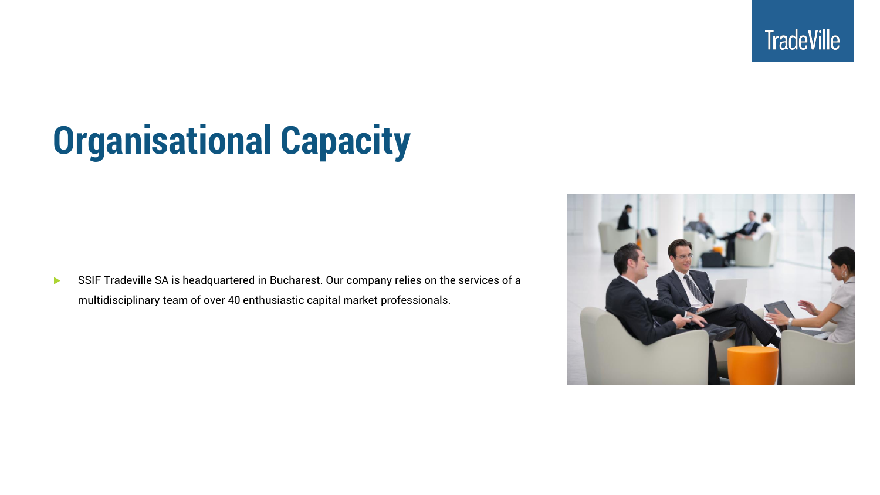# Organisational Capacity

- SSIF Tradeville SA is headquartered in Bucharest. Our company relies on the services of a multidisciplinary team of over 40 enthusiastic capital market professionals.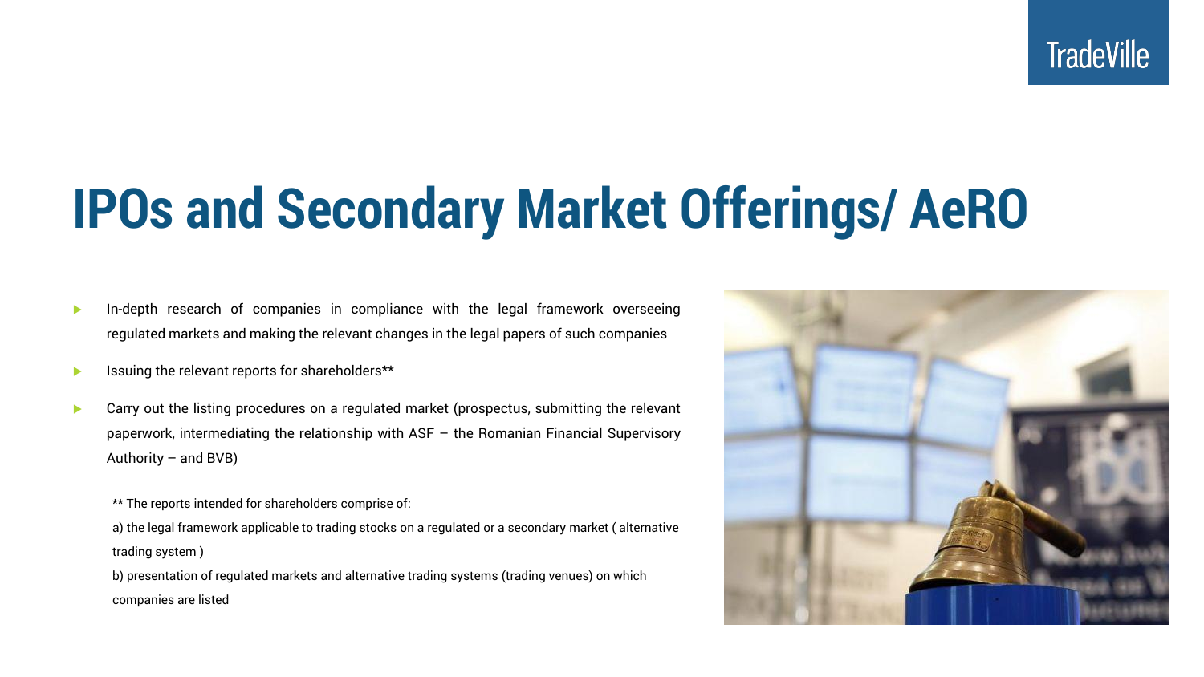# IPOs and Secondary Market Offerings/ AeRO

- In-depth research of companies in compliance with the legal framework overseeing regulated markets and making the relevant changes in the legal papers of such companies
- Issuing the relevant reports for shareholders**
- Carry out the listing procedures on a regulated market (prospectus, submitting the relevant paperwork, intermediating the relationship with ASF – the Romanian Financial Supervisory Authority – and BVB)

** The reports intended for shareholders comprise of:

a) the legal framework applicable to trading stocks on a regulated or a secondary market ( alternative trading system )

b) presentation of regulated markets and alternative trading systems (trading venues) on which companies are listed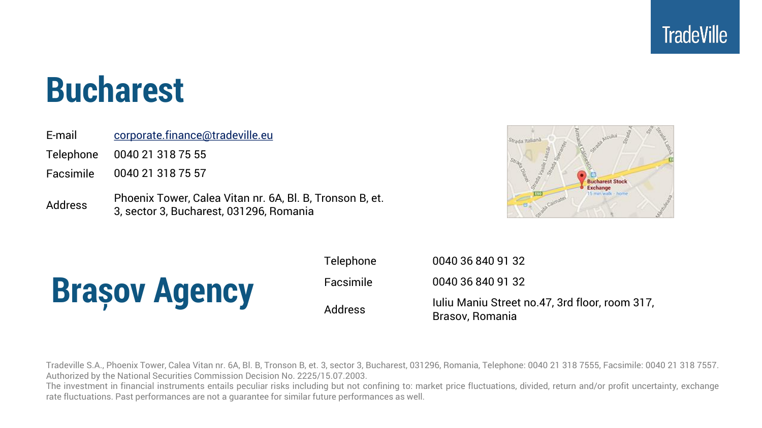# Bucharest

| | |
|---|---|
| E-mail | corporate.finance@tradeville.eu |
| Telephone | 0040 21 318 75 55 |
| Facsimile | 0040 21 318 75 57 |
| Address | Phoenix Tower, Calea Vitan nr. 6A, Bl. B, Tronson B, et. 3, sector 3, Bucharest, 031296, Romania |

# Brașov Agency

| | |
|---|---|
| Telephone | 0040 36 840 91 32 |
| Facsimile | 0040 36 840 91 32 |
| Address | Iuliu Maniu Street no.47, 3rd floor, room 317, Brasov, Romania |

Tradeville S.A., Phoenix Tower, Calea Vitan nr. 6A, Bl. B, Tronson B, et. 3, sector 3, Bucharest, 031296, Romania, Telephone: 0040 21 318 7555, Facsimile: 0040 21 318 7557. Authorized by the National Securities Commission Decision No. 2225/15.07.2003.

The investment in financial instruments entails peculiar risks including but not confining to: market price fluctuations, divided, return and/or profit uncertainty, exchange rate fluctuations. Past performances are not a guarantee for similar future performances as well.